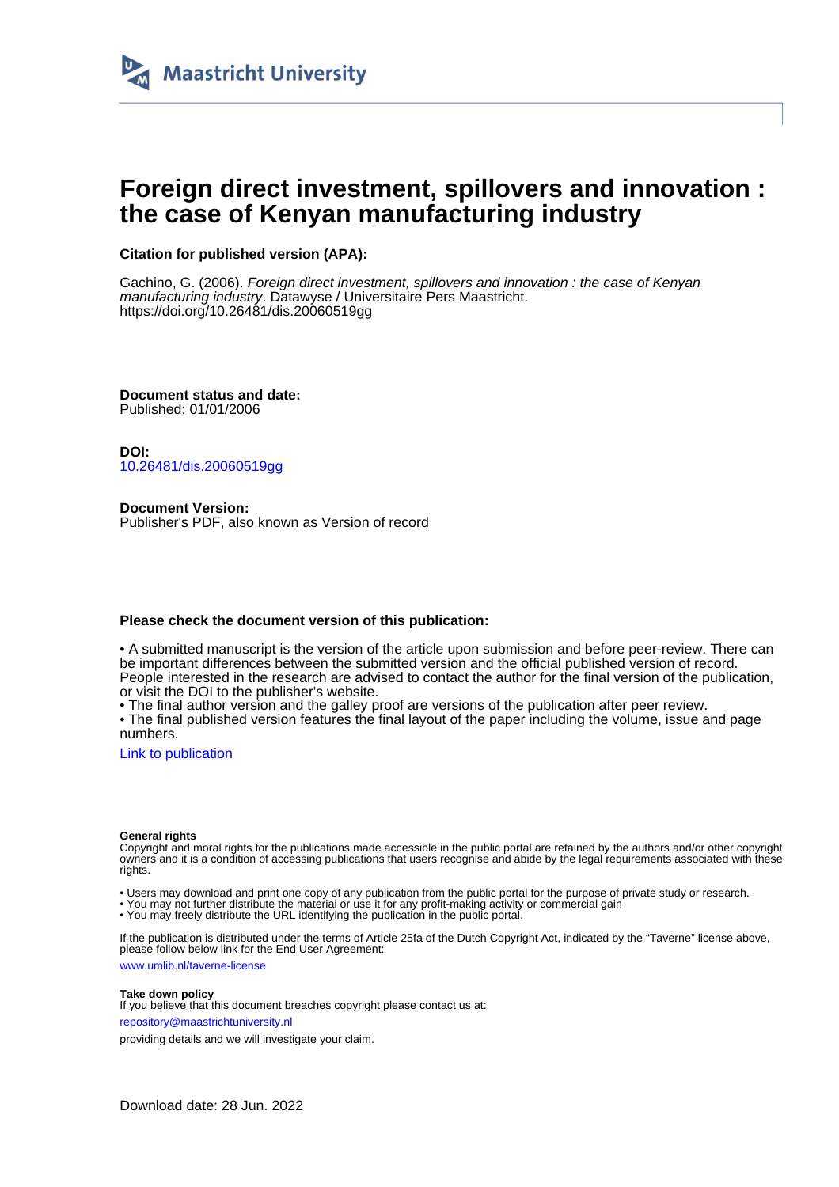# Foreign direct investment, spillovers and innovation : the case of Kenyan manufacturing industry

**Citation for published version (APA):**

Gachino, G. (2006). *Foreign direct investment, spillovers and innovation : the case of Kenyan manufacturing industry*. Datawyse / Universitaire Pers Maastricht. https://doi.org/10.26481/dis.20060519gg

**Document status and date:**
Published: 01/01/2006

**DOI:**
10.26481/dis.20060519gg

**Document Version:**
Publisher's PDF, also known as Version of record

**Please check the document version of this publication:**

• A submitted manuscript is the version of the article upon submission and before peer-review. There can be important differences between the submitted version and the official published version of record. People interested in the research are advised to contact the author for the final version of the publication, or visit the DOI to the publisher's website.
• The final author version and the galley proof are versions of the publication after peer review.
• The final published version features the final layout of the paper including the volume, issue and page numbers.

Link to publication

**General rights**
Copyright and moral rights for the publications made accessible in the public portal are retained by the authors and/or other copyright owners and it is a condition of accessing publications that users recognise and abide by the legal requirements associated with these rights.

• Users may download and print one copy of any publication from the public portal for the purpose of private study or research.
• You may not further distribute the material or use it for any profit-making activity or commercial gain
• You may freely distribute the URL identifying the publication in the public portal.

If the publication is distributed under the terms of Article 25fa of the Dutch Copyright Act, indicated by the "Taverne" license above, please follow below link for the End User Agreement:

www.umlib.nl/taverne-license

**Take down policy**
If you believe that this document breaches copyright please contact us at:

repository@maastrichtuniversity.nl

providing details and we will investigate your claim.

Download date: 28 Jun. 2022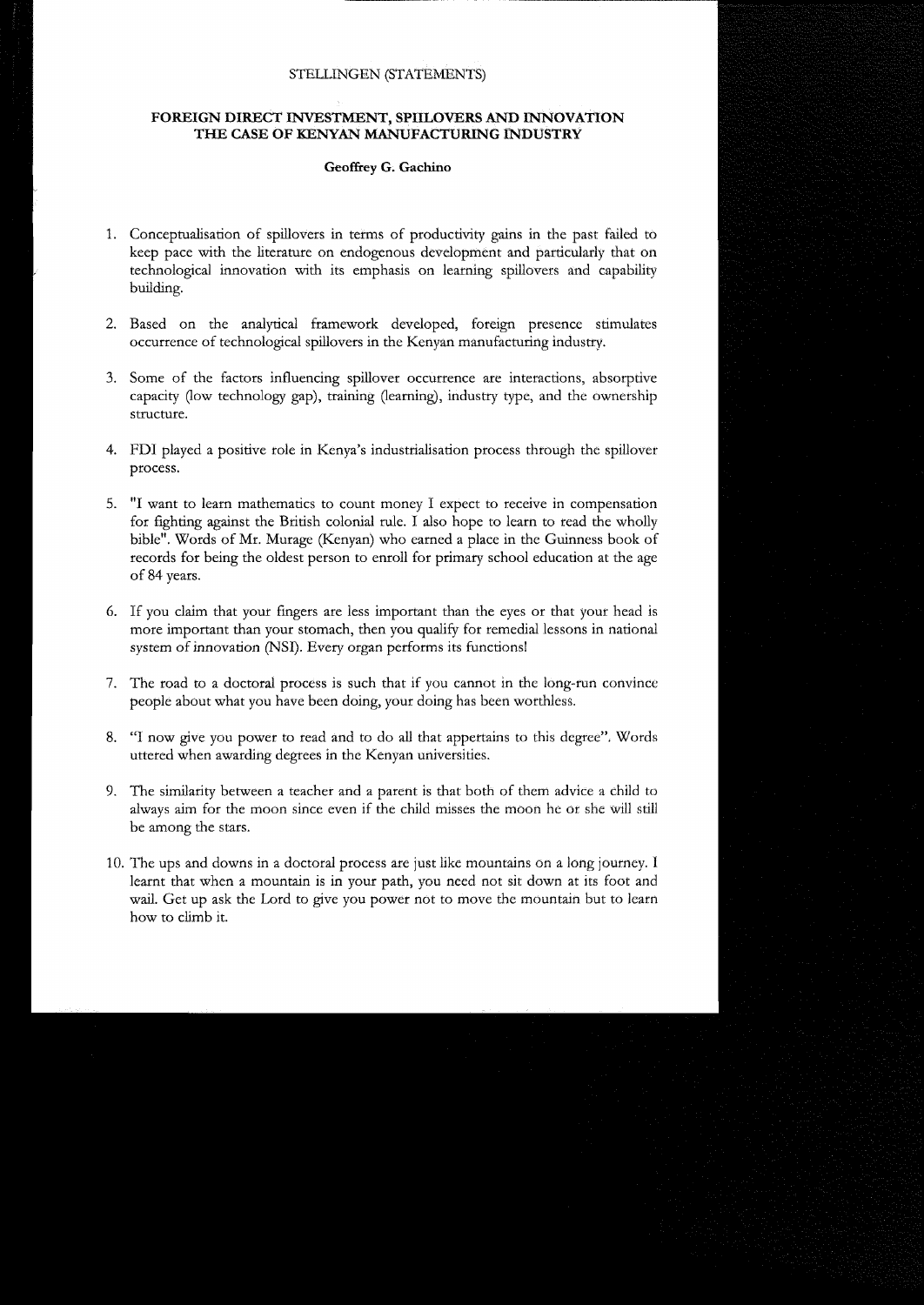STELLINGEN (STATEMENTS)

## FOREIGN DIRECT INVESTMENT, SPILLOVERS AND INNOVATION THE CASE OF KENYAN MANUFACTURING INDUSTRY

**Geoffrey G. Gachino**

1. Conceptualisation of spillovers in terms of productivity gains in the past failed to keep pace with the literature on endogenous development and particularly that on technological innovation with its emphasis on learning spillovers and capability building.

2. Based on the analytical framework developed, foreign presence stimulates occurrence of technological spillovers in the Kenyan manufacturing industry.

3. Some of the factors influencing spillover occurrence are interactions, absorptive capacity (low technology gap), training (learning), industry type, and the ownership structure.

4. FDI played a positive role in Kenya's industrialisation process through the spillover process.

5. "I want to learn mathematics to count money I expect to receive in compensation for fighting against the British colonial rule. I also hope to learn to read the wholly bible". Words of Mr. Murage (Kenyan) who earned a place in the Guinness book of records for being the oldest person to enroll for primary school education at the age of 84 years.

6. If you claim that your fingers are less important than the eyes or that your head is more important than your stomach, then you qualify for remedial lessons in national system of innovation (NSI). Every organ performs its functions!

7. The road to a doctoral process is such that if you cannot in the long-run convince people about what you have been doing, your doing has been worthless.

8. "I now give you power to read and to do all that appertains to this degree". Words uttered when awarding degrees in the Kenyan universities.

9. The similarity between a teacher and a parent is that both of them advice a child to always aim for the moon since even if the child misses the moon he or she will still be among the stars.

10. The ups and downs in a doctoral process are just like mountains on a long journey. I learnt that when a mountain is in your path, you need not sit down at its foot and wail. Get up ask the Lord to give you power not to move the mountain but to learn how to climb it.